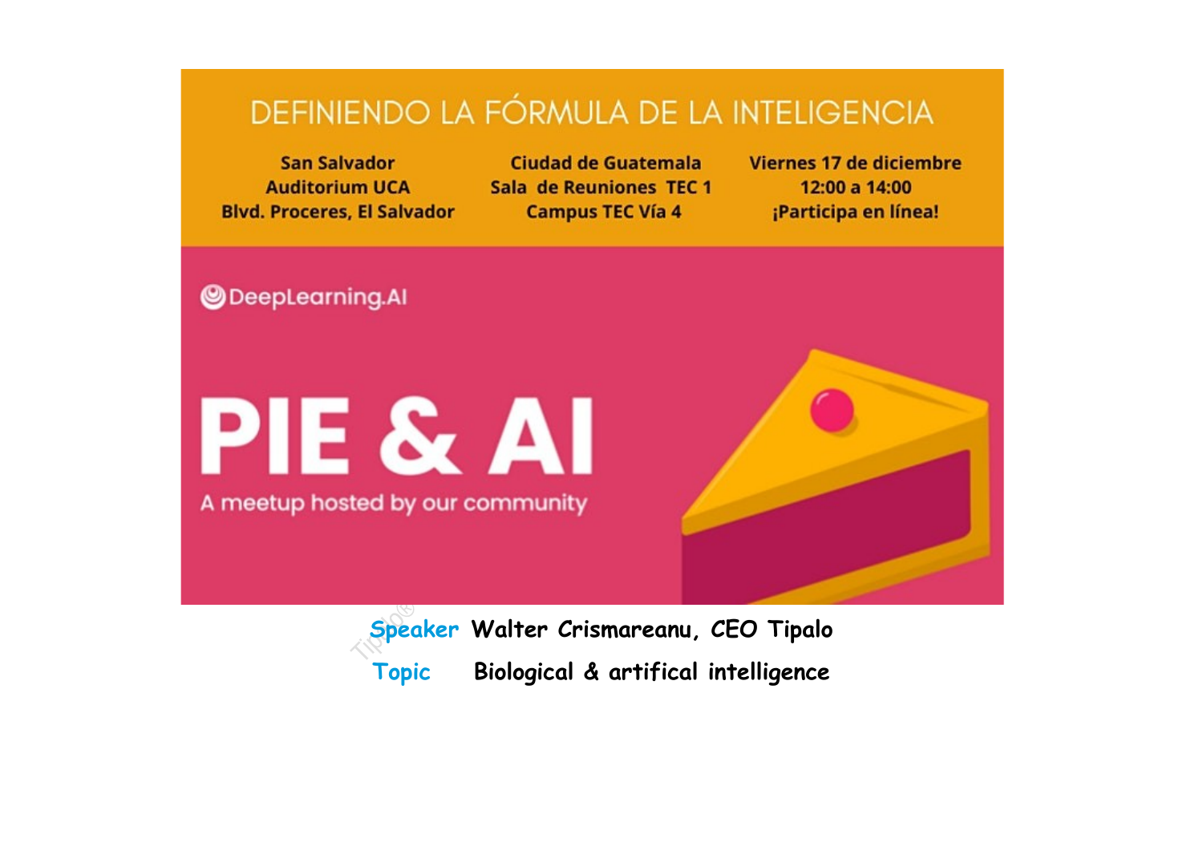# DEFINIENDO LA FÓRMULA DE LA INTELIGENCIA

**San Salvador**
**Auditorium UCA**
**Blvd. Proceres, El Salvador**

**Ciudad de Guatemala**
**Sala de Reuniones TEC 1**
**Campus TEC Vía 4**

**Viernes 17 de diciembre**
**12:00 a 14:00**
**¡Participa en línea!**

DeepLearning.AI

# PIE & AI

A meetup hosted by our community

**Speaker** Walter Crismareanu, CEO Tipalo

**Topic** Biological & artifical intelligence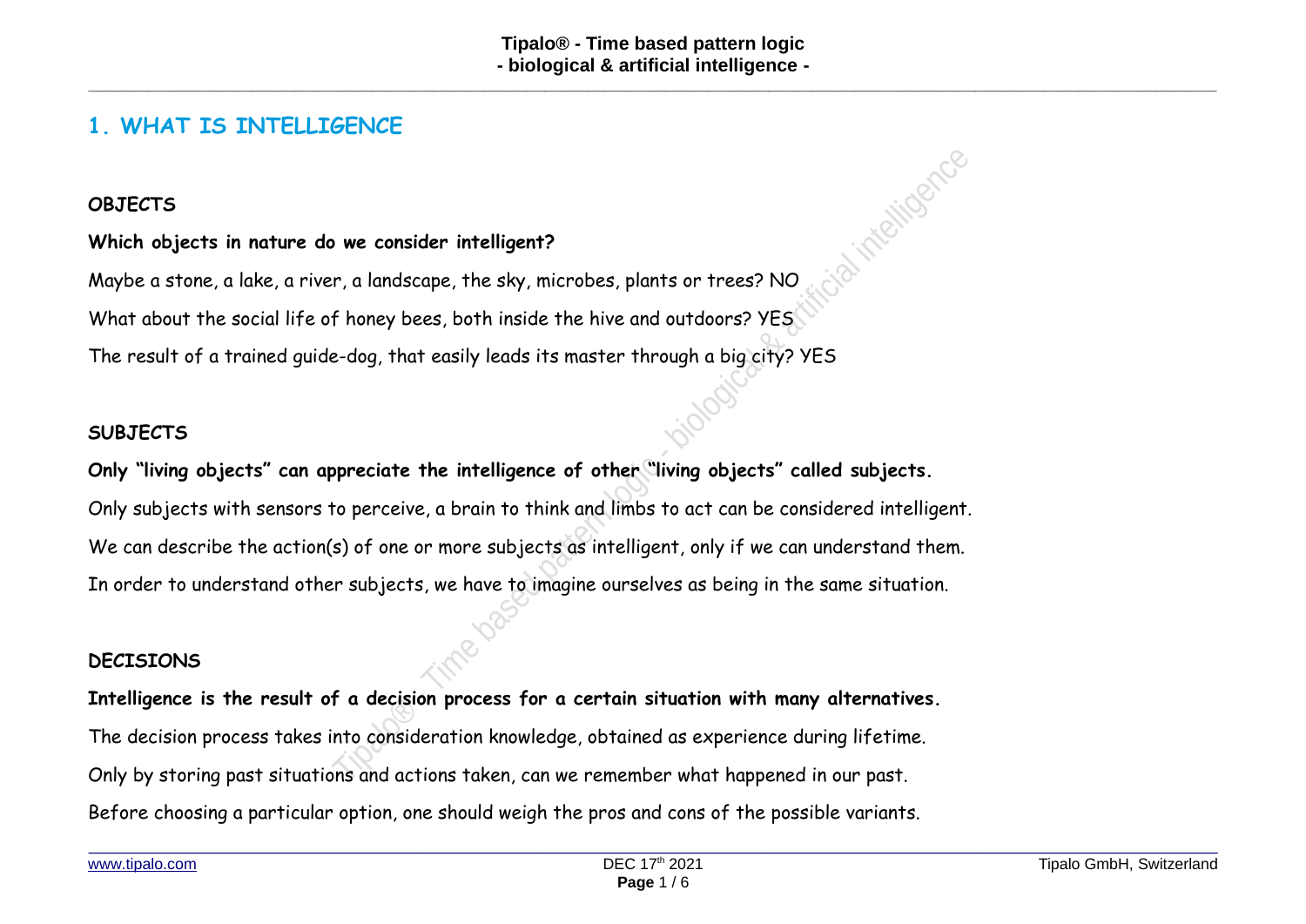# 1. WHAT IS INTELLIGENCE

**OBJECTS**

**Which objects in nature do we consider intelligent?**

Maybe a stone, a lake, a river, a landscape, the sky, microbes, plants or trees? NO

What about the social life of honey bees, both inside the hive and outdoors? YES

The result of a trained guide-dog, that easily leads its master through a big city? YES

**SUBJECTS**

**Only "living objects" can appreciate the intelligence of other "living objects" called subjects.**

Only subjects with sensors to perceive, a brain to think and limbs to act can be considered intelligent.

We can describe the action(s) of one or more subjects as intelligent, only if we can understand them.

In order to understand other subjects, we have to imagine ourselves as being in the same situation.

**DECISIONS**

**Intelligence is the result of a decision process for a certain situation with many alternatives.**

The decision process takes into consideration knowledge, obtained as experience during lifetime.

Only by storing past situations and actions taken, can we remember what happened in our past.

Before choosing a particular option, one should weigh the pros and cons of the possible variants.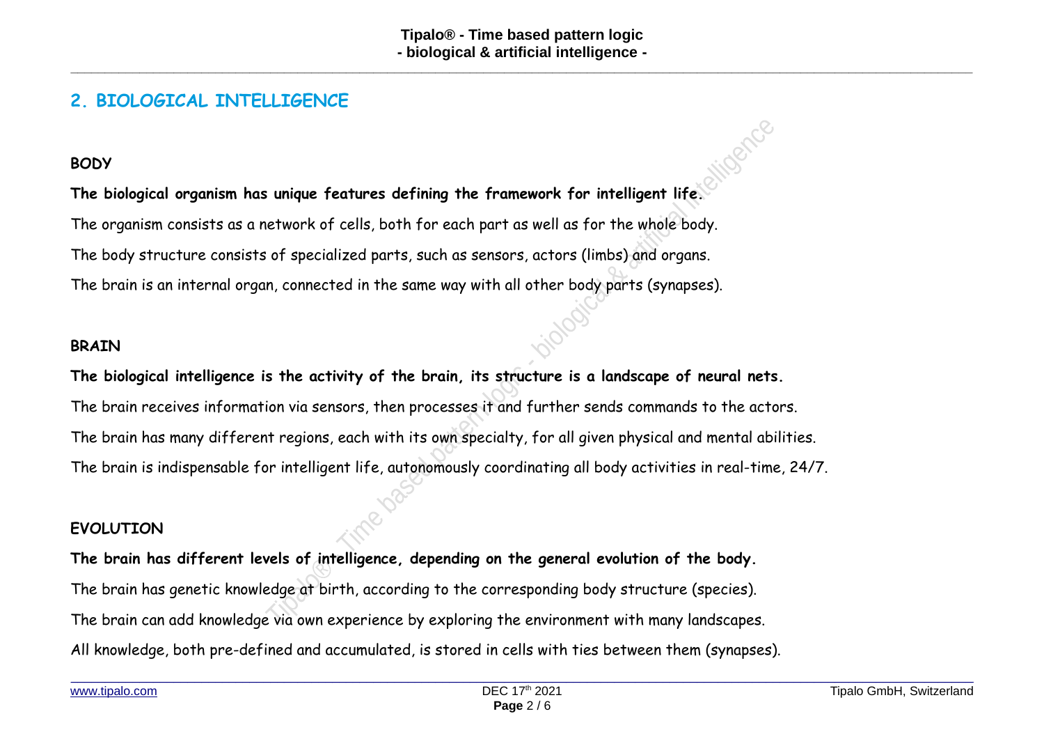## 2. BIOLOGICAL INTELLIGENCE

### BODY

**The biological organism has unique features defining the framework for intelligent life.**

The organism consists as a network of cells, both for each part as well as for the whole body.

The body structure consists of specialized parts, such as sensors, actors (limbs) and organs.

The brain is an internal organ, connected in the same way with all other body parts (synapses).

### BRAIN

**The biological intelligence is the activity of the brain, its structure is a landscape of neural nets.**

The brain receives information via sensors, then processes it and further sends commands to the actors.

The brain has many different regions, each with its own specialty, for all given physical and mental abilities.

The brain is indispensable for intelligent life, autonomously coordinating all body activities in real-time, 24/7.

### EVOLUTION

**The brain has different levels of intelligence, depending on the general evolution of the body.**

The brain has genetic knowledge at birth, according to the corresponding body structure (species).

The brain can add knowledge via own experience by exploring the environment with many landscapes.

All knowledge, both pre-defined and accumulated, is stored in cells with ties between them (synapses).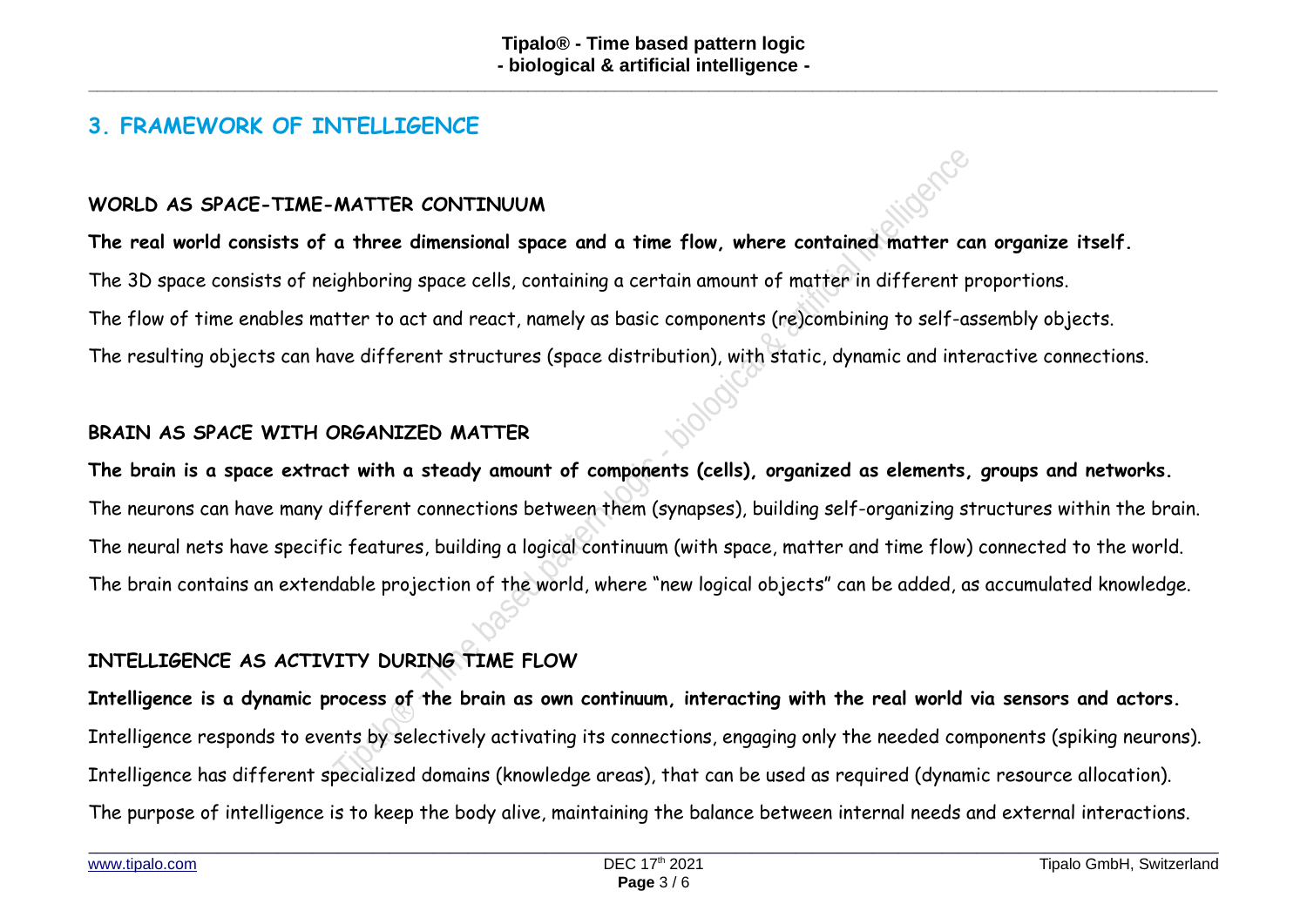## 3. FRAMEWORK OF INTELLIGENCE

### WORLD AS SPACE-TIME-MATTER CONTINUUM

**The real world consists of a three dimensional space and a time flow, where contained matter can organize itself.**

The 3D space consists of neighboring space cells, containing a certain amount of matter in different proportions.

The flow of time enables matter to act and react, namely as basic components (re)combining to self-assembly objects.

The resulting objects can have different structures (space distribution), with static, dynamic and interactive connections.

### BRAIN AS SPACE WITH ORGANIZED MATTER

**The brain is a space extract with a steady amount of components (cells), organized as elements, groups and networks.**

The neurons can have many different connections between them (synapses), building self-organizing structures within the brain.

The neural nets have specific features, building a logical continuum (with space, matter and time flow) connected to the world.

The brain contains an extendable projection of the world, where "new logical objects" can be added, as accumulated knowledge.

### INTELLIGENCE AS ACTIVITY DURING TIME FLOW

**Intelligence is a dynamic process of the brain as own continuum, interacting with the real world via sensors and actors.**

Intelligence responds to events by selectively activating its connections, engaging only the needed components (spiking neurons).

Intelligence has different specialized domains (knowledge areas), that can be used as required (dynamic resource allocation).

The purpose of intelligence is to keep the body alive, maintaining the balance between internal needs and external interactions.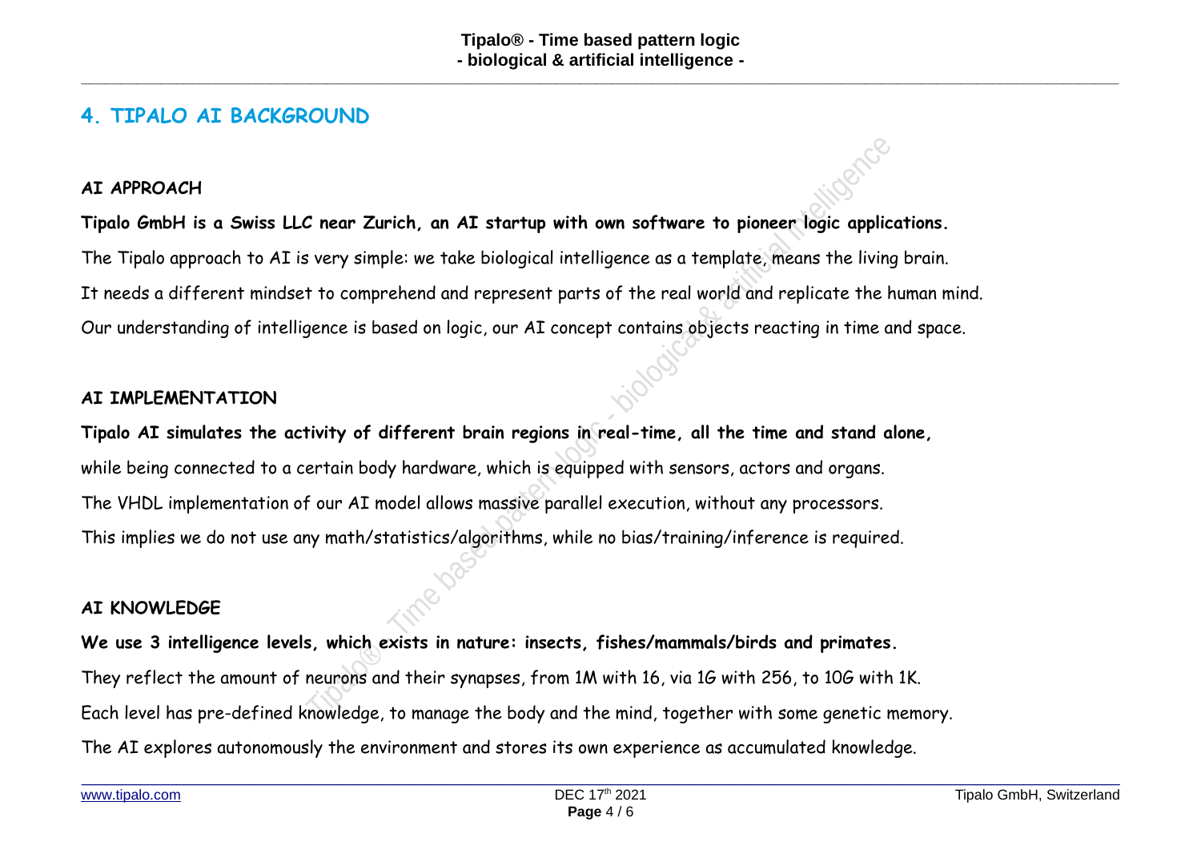## 4. TIPALO AI BACKGROUND

### AI APPROACH

**Tipalo GmbH is a Swiss LLC near Zurich, an AI startup with own software to pioneer logic applications.**

The Tipalo approach to AI is very simple: we take biological intelligence as a template, means the living brain.

It needs a different mindset to comprehend and represent parts of the real world and replicate the human mind.

Our understanding of intelligence is based on logic, our AI concept contains objects reacting in time and space.

### AI IMPLEMENTATION

**Tipalo AI simulates the activity of different brain regions in real-time, all the time and stand alone,**

while being connected to a certain body hardware, which is equipped with sensors, actors and organs.

The VHDL implementation of our AI model allows massive parallel execution, without any processors.

This implies we do not use any math/statistics/algorithms, while no bias/training/inference is required.

### AI KNOWLEDGE

**We use 3 intelligence levels, which exists in nature: insects, fishes/mammals/birds and primates.**

They reflect the amount of neurons and their synapses, from 1M with 16, via 1G with 256, to 10G with 1K.

Each level has pre-defined knowledge, to manage the body and the mind, together with some genetic memory.

The AI explores autonomously the environment and stores its own experience as accumulated knowledge.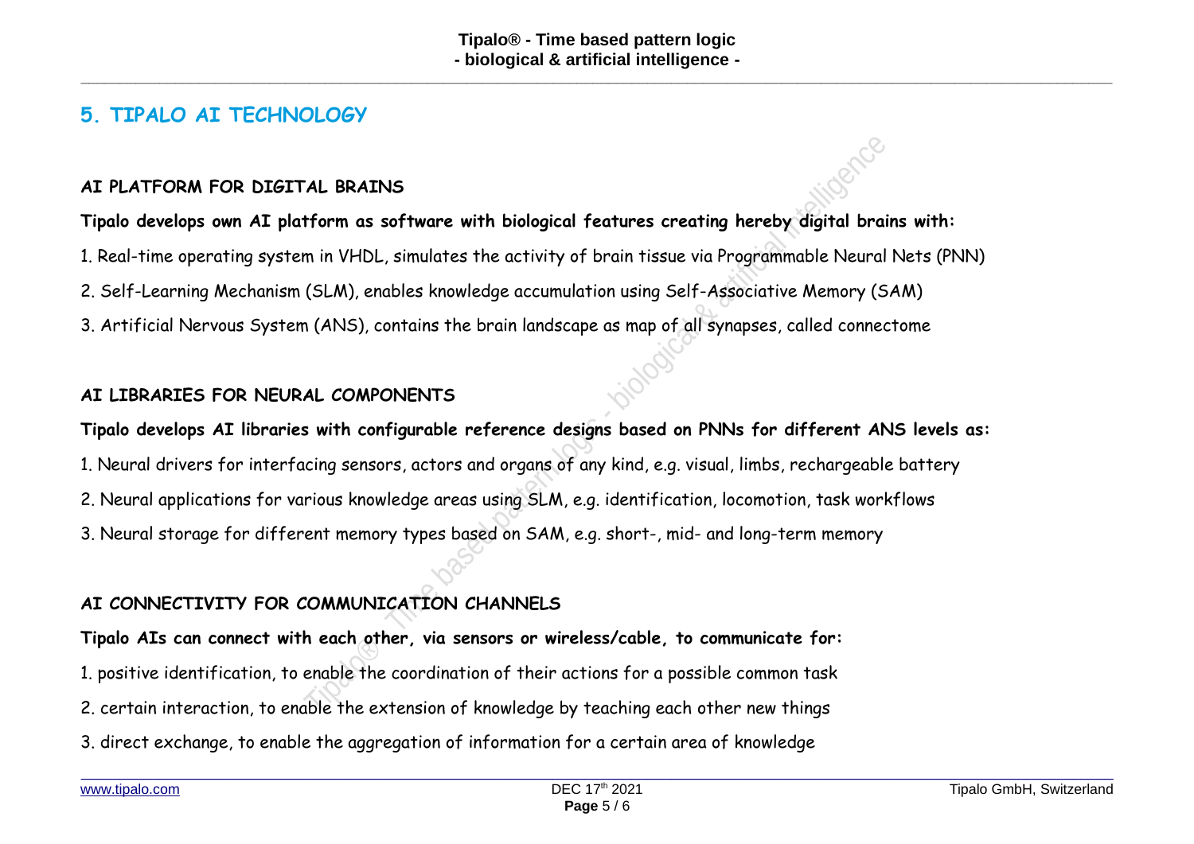## 5. TIPALO AI TECHNOLOGY

**AI PLATFORM FOR DIGITAL BRAINS**

**Tipalo develops own AI platform as software with biological features creating hereby digital brains with:**

1. Real-time operating system in VHDL, simulates the activity of brain tissue via Programmable Neural Nets (PNN)
2. Self-Learning Mechanism (SLM), enables knowledge accumulation using Self-Associative Memory (SAM)
3. Artificial Nervous System (ANS), contains the brain landscape as map of all synapses, called connectome

**AI LIBRARIES FOR NEURAL COMPONENTS**

**Tipalo develops AI libraries with configurable reference designs based on PNNs for different ANS levels as:**

1. Neural drivers for interfacing sensors, actors and organs of any kind, e.g. visual, limbs, rechargeable battery
2. Neural applications for various knowledge areas using SLM, e.g. identification, locomotion, task workflows
3. Neural storage for different memory types based on SAM, e.g. short-, mid- and long-term memory

**AI CONNECTIVITY FOR COMMUNICATION CHANNELS**

**Tipalo AIs can connect with each other, via sensors or wireless/cable, to communicate for:**

1. positive identification, to enable the coordination of their actions for a possible common task
2. certain interaction, to enable the extension of knowledge by teaching each other new things
3. direct exchange, to enable the aggregation of information for a certain area of knowledge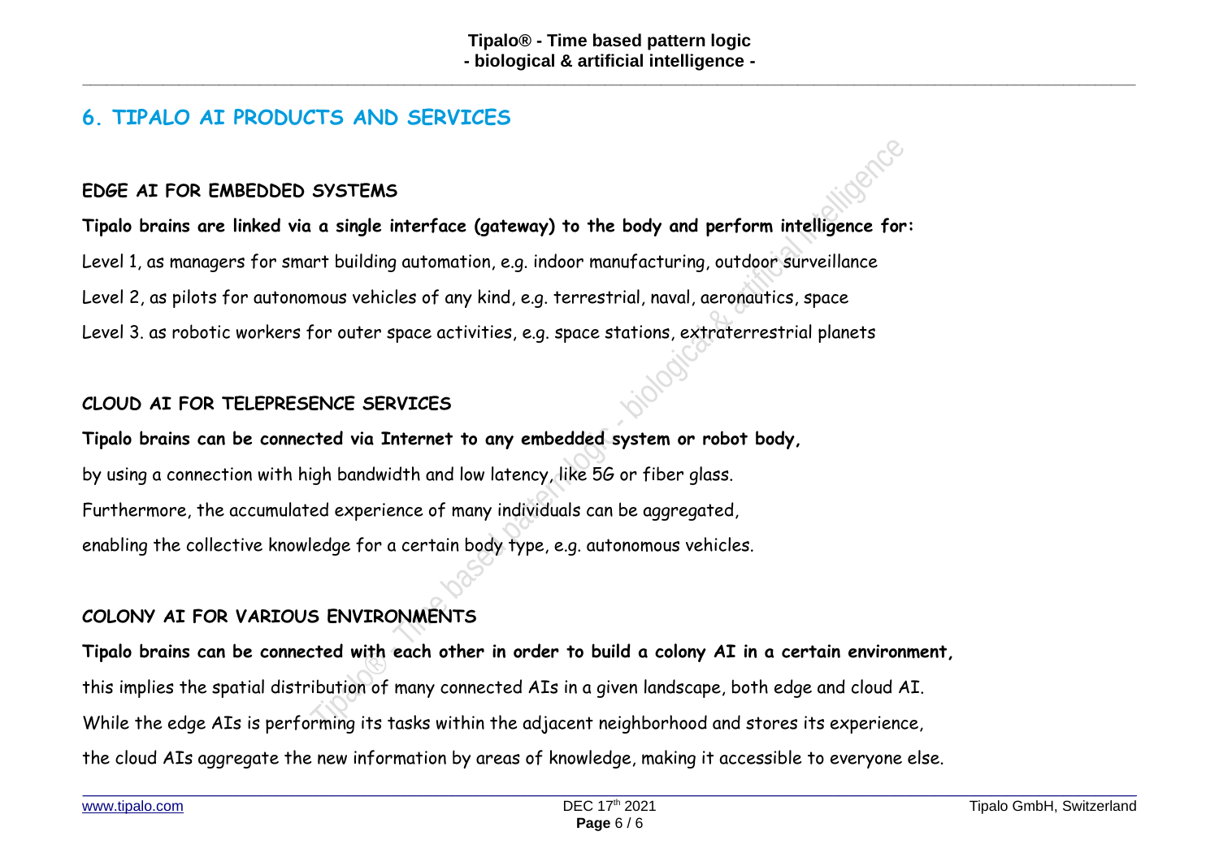## 6. TIPALO AI PRODUCTS AND SERVICES

**EDGE AI FOR EMBEDDED SYSTEMS**

**Tipalo brains are linked via a single interface (gateway) to the body and perform intelligence for:**

Level 1, as managers for smart building automation, e.g. indoor manufacturing, outdoor surveillance

Level 2, as pilots for autonomous vehicles of any kind, e.g. terrestrial, naval, aeronautics, space

Level 3. as robotic workers for outer space activities, e.g. space stations, extraterrestrial planets

**CLOUD AI FOR TELEPRESENCE SERVICES**

**Tipalo brains can be connected via Internet to any embedded system or robot body,**

by using a connection with high bandwidth and low latency, like 5G or fiber glass.

Furthermore, the accumulated experience of many individuals can be aggregated,

enabling the collective knowledge for a certain body type, e.g. autonomous vehicles.

**COLONY AI FOR VARIOUS ENVIRONMENTS**

**Tipalo brains can be connected with each other in order to build a colony AI in a certain environment,**

this implies the spatial distribution of many connected AIs in a given landscape, both edge and cloud AI.

While the edge AIs is performing its tasks within the adjacent neighborhood and stores its experience,

the cloud AIs aggregate the new information by areas of knowledge, making it accessible to everyone else.